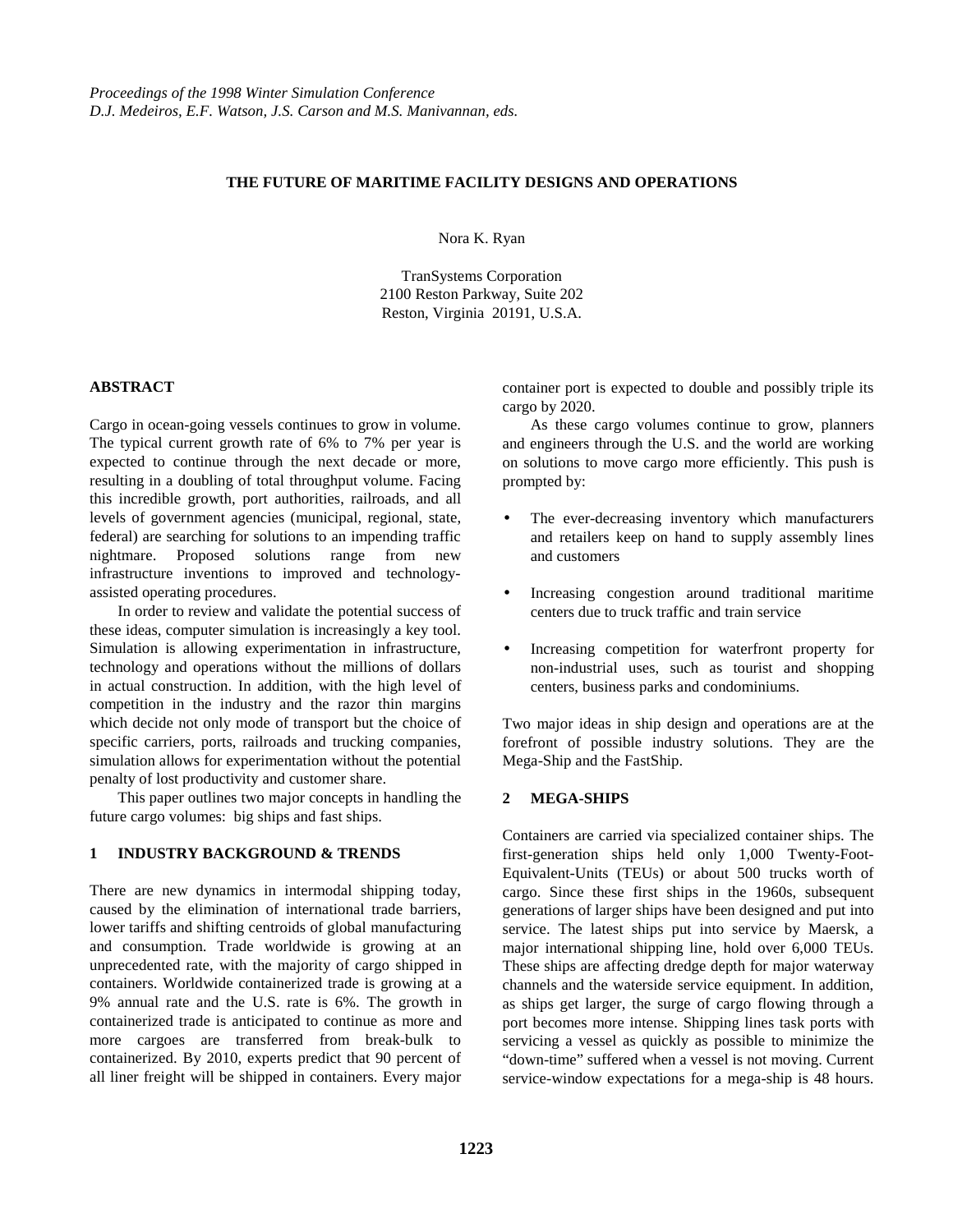*Proceedings of the 1998 Winter Simulation Conference*
*D.J. Medeiros, E.F. Watson, J.S. Carson and M.S. Manivannan, eds.*

# THE FUTURE OF MARITIME FACILITY DESIGNS AND OPERATIONS

Nora K. Ryan

TranSystems Corporation
2100 Reston Parkway, Suite 202
Reston, Virginia 20191, U.S.A.

## ABSTRACT

Cargo in ocean-going vessels continues to grow in volume. The typical current growth rate of 6% to 7% per year is expected to continue through the next decade or more, resulting in a doubling of total throughput volume. Facing this incredible growth, port authorities, railroads, and all levels of government agencies (municipal, regional, state, federal) are searching for solutions to an impending traffic nightmare. Proposed solutions range from new infrastructure inventions to improved and technology-assisted operating procedures.

In order to review and validate the potential success of these ideas, computer simulation is increasingly a key tool. Simulation is allowing experimentation in infrastructure, technology and operations without the millions of dollars in actual construction. In addition, with the high level of competition in the industry and the razor thin margins which decide not only mode of transport but the choice of specific carriers, ports, railroads and trucking companies, simulation allows for experimentation without the potential penalty of lost productivity and customer share.

This paper outlines two major concepts in handling the future cargo volumes: big ships and fast ships.

## 1 INDUSTRY BACKGROUND & TRENDS

There are new dynamics in intermodal shipping today, caused by the elimination of international trade barriers, lower tariffs and shifting centroids of global manufacturing and consumption. Trade worldwide is growing at an unprecedented rate, with the majority of cargo shipped in containers. Worldwide containerized trade is growing at a 9% annual rate and the U.S. rate is 6%. The growth in containerized trade is anticipated to continue as more and more cargoes are transferred from break-bulk to containerized. By 2010, experts predict that 90 percent of all liner freight will be shipped in containers. Every major container port is expected to double and possibly triple its cargo by 2020.

As these cargo volumes continue to grow, planners and engineers through the U.S. and the world are working on solutions to move cargo more efficiently. This push is prompted by:

- The ever-decreasing inventory which manufacturers and retailers keep on hand to supply assembly lines and customers
- Increasing congestion around traditional maritime centers due to truck traffic and train service
- Increasing competition for waterfront property for non-industrial uses, such as tourist and shopping centers, business parks and condominiums.

Two major ideas in ship design and operations are at the forefront of possible industry solutions. They are the Mega-Ship and the FastShip.

## 2 MEGA-SHIPS

Containers are carried via specialized container ships. The first-generation ships held only 1,000 Twenty-Foot-Equivalent-Units (TEUs) or about 500 trucks worth of cargo. Since these first ships in the 1960s, subsequent generations of larger ships have been designed and put into service. The latest ships put into service by Maersk, a major international shipping line, hold over 6,000 TEUs. These ships are affecting dredge depth for major waterway channels and the waterside service equipment. In addition, as ships get larger, the surge of cargo flowing through a port becomes more intense. Shipping lines task ports with servicing a vessel as quickly as possible to minimize the "down-time" suffered when a vessel is not moving. Current service-window expectations for a mega-ship is 48 hours.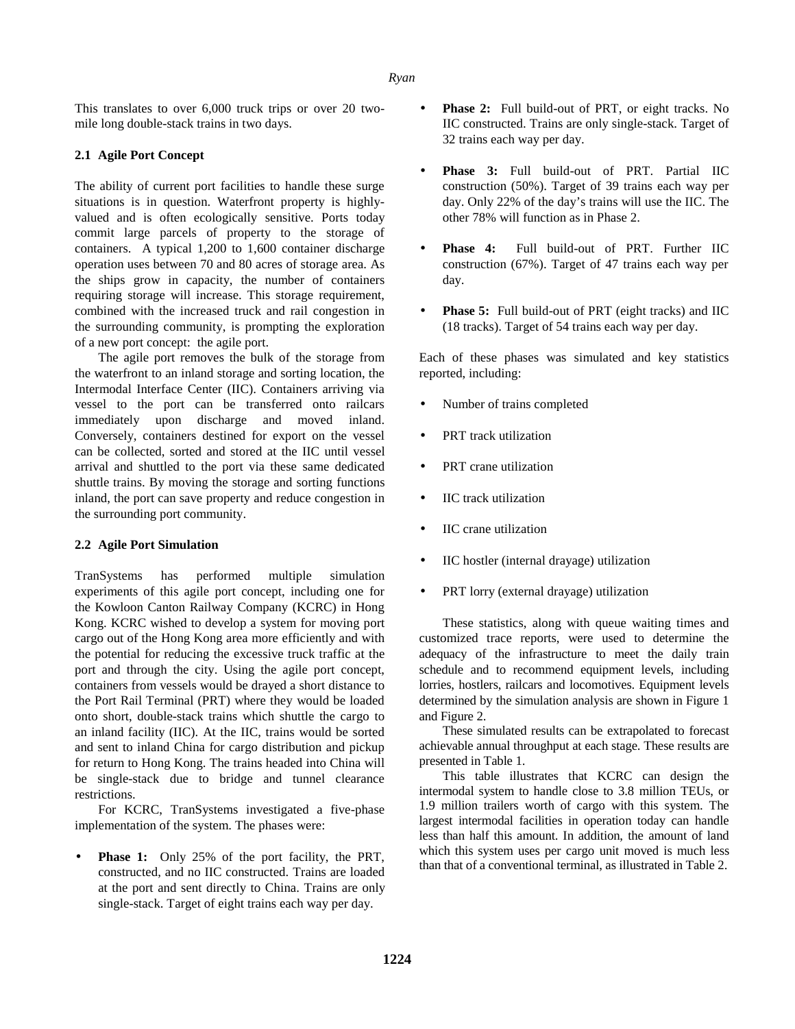This translates to over 6,000 truck trips or over 20 two-mile long double-stack trains in two days.

### 2.1 Agile Port Concept

The ability of current port facilities to handle these surge situations is in question. Waterfront property is highly-valued and is often ecologically sensitive. Ports today commit large parcels of property to the storage of containers. A typical 1,200 to 1,600 container discharge operation uses between 70 and 80 acres of storage area. As the ships grow in capacity, the number of containers requiring storage will increase. This storage requirement, combined with the increased truck and rail congestion in the surrounding community, is prompting the exploration of a new port concept: the agile port.

The agile port removes the bulk of the storage from the waterfront to an inland storage and sorting location, the Intermodal Interface Center (IIC). Containers arriving via vessel to the port can be transferred onto railcars immediately upon discharge and moved inland. Conversely, containers destined for export on the vessel can be collected, sorted and stored at the IIC until vessel arrival and shuttled to the port via these same dedicated shuttle trains. By moving the storage and sorting functions inland, the port can save property and reduce congestion in the surrounding port community.

### 2.2 Agile Port Simulation

TranSystems has performed multiple simulation experiments of this agile port concept, including one for the Kowloon Canton Railway Company (KCRC) in Hong Kong. KCRC wished to develop a system for moving port cargo out of the Hong Kong area more efficiently and with the potential for reducing the excessive truck traffic at the port and through the city. Using the agile port concept, containers from vessels would be drayed a short distance to the Port Rail Terminal (PRT) where they would be loaded onto short, double-stack trains which shuttle the cargo to an inland facility (IIC). At the IIC, trains would be sorted and sent to inland China for cargo distribution and pickup for return to Hong Kong. The trains headed into China will be single-stack due to bridge and tunnel clearance restrictions.

For KCRC, TranSystems investigated a five-phase implementation of the system. The phases were:

- **Phase 1:** Only 25% of the port facility, the PRT, constructed, and no IIC constructed. Trains are loaded at the port and sent directly to China. Trains are only single-stack. Target of eight trains each way per day.
- **Phase 2:** Full build-out of PRT, or eight tracks. No IIC constructed. Trains are only single-stack. Target of 32 trains each way per day.
- **Phase 3:** Full build-out of PRT. Partial IIC construction (50%). Target of 39 trains each way per day. Only 22% of the day's trains will use the IIC. The other 78% will function as in Phase 2.
- **Phase 4:** Full build-out of PRT. Further IIC construction (67%). Target of 47 trains each way per day.
- **Phase 5:** Full build-out of PRT (eight tracks) and IIC (18 tracks). Target of 54 trains each way per day.

Each of these phases was simulated and key statistics reported, including:

- Number of trains completed
- PRT track utilization
- PRT crane utilization
- IIC track utilization
- IIC crane utilization
- IIC hostler (internal drayage) utilization
- PRT lorry (external drayage) utilization

These statistics, along with queue waiting times and customized trace reports, were used to determine the adequacy of the infrastructure to meet the daily train schedule and to recommend equipment levels, including lorries, hostlers, railcars and locomotives. Equipment levels determined by the simulation analysis are shown in Figure 1 and Figure 2.

These simulated results can be extrapolated to forecast achievable annual throughput at each stage. These results are presented in Table 1.

This table illustrates that KCRC can design the intermodal system to handle close to 3.8 million TEUs, or 1.9 million trailers worth of cargo with this system. The largest intermodal facilities in operation today can handle less than half this amount. In addition, the amount of land which this system uses per cargo unit moved is much less than that of a conventional terminal, as illustrated in Table 2.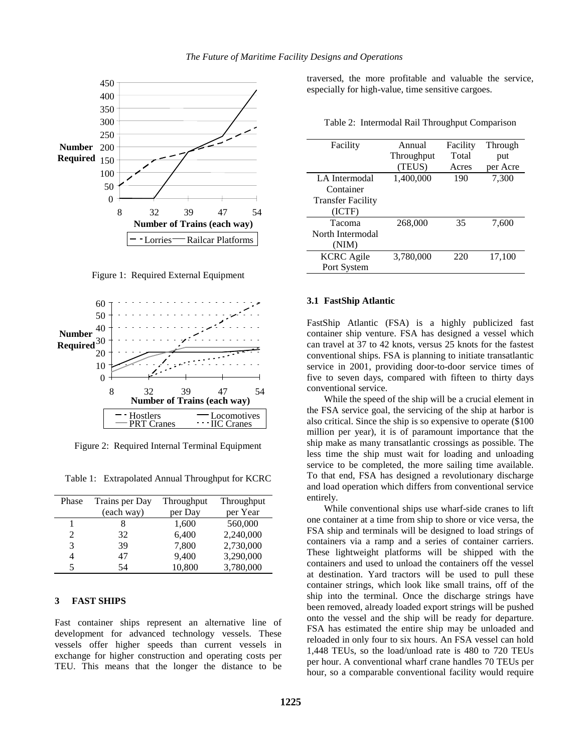Figure 1: Required External Equipment

Figure 2: Required Internal Terminal Equipment

Table 1: Extrapolated Annual Throughput for KCRC

| Phase | Trains per Day (each way) | Throughput per Day | Throughput per Year |
|---|---|---|---|
| 1 | 8 | 1,600 | 560,000 |
| 2 | 32 | 6,400 | 2,240,000 |
| 3 | 39 | 7,800 | 2,730,000 |
| 4 | 47 | 9,400 | 3,290,000 |
| 5 | 54 | 10,800 | 3,780,000 |

## 3 FAST SHIPS

Fast container ships represent an alternative line of development for advanced technology vessels. These vessels offer higher speeds than current vessels in exchange for higher construction and operating costs per TEU. This means that the longer the distance to be traversed, the more profitable and valuable the service, especially for high-value, time sensitive cargoes.

Table 2: Intermodal Rail Throughput Comparison

| Facility | Annual Throughput (TEUS) | Facility Total Acres | Through put per Acre |
|---|---|---|---|
| LA Intermodal Container Transfer Facility (ICTF) | 1,400,000 | 190 | 7,300 |
| Tacoma North Intermodal (NIM) | 268,000 | 35 | 7,600 |
| KCRC Agile Port System | 3,780,000 | 220 | 17,100 |

### 3.1 FastShip Atlantic

FastShip Atlantic (FSA) is a highly publicized fast container ship venture. FSA has designed a vessel which can travel at 37 to 42 knots, versus 25 knots for the fastest conventional ships. FSA is planning to initiate transatlantic service in 2001, providing door-to-door service times of five to seven days, compared with fifteen to thirty days conventional service.

While the speed of the ship will be a crucial element in the FSA service goal, the servicing of the ship at harbor is also critical. Since the ship is so expensive to operate ($100 million per year), it is of paramount importance that the ship make as many transatlantic crossings as possible. The less time the ship must wait for loading and unloading service to be completed, the more sailing time available. To that end, FSA has designed a revolutionary discharge and load operation which differs from conventional service entirely.

While conventional ships use wharf-side cranes to lift one container at a time from ship to shore or vice versa, the FSA ship and terminals will be designed to load strings of containers via a ramp and a series of container carriers. These lightweight platforms will be shipped with the containers and used to unload the containers off the vessel at destination. Yard tractors will be used to pull these container strings, which look like small trains, off of the ship into the terminal. Once the discharge strings have been removed, already loaded export strings will be pushed onto the vessel and the ship will be ready for departure. FSA has estimated the entire ship may be unloaded and reloaded in only four to six hours. An FSA vessel can hold 1,448 TEUs, so the load/unload rate is 480 to 720 TEUs per hour. A conventional wharf crane handles 70 TEUs per hour, so a comparable conventional facility would require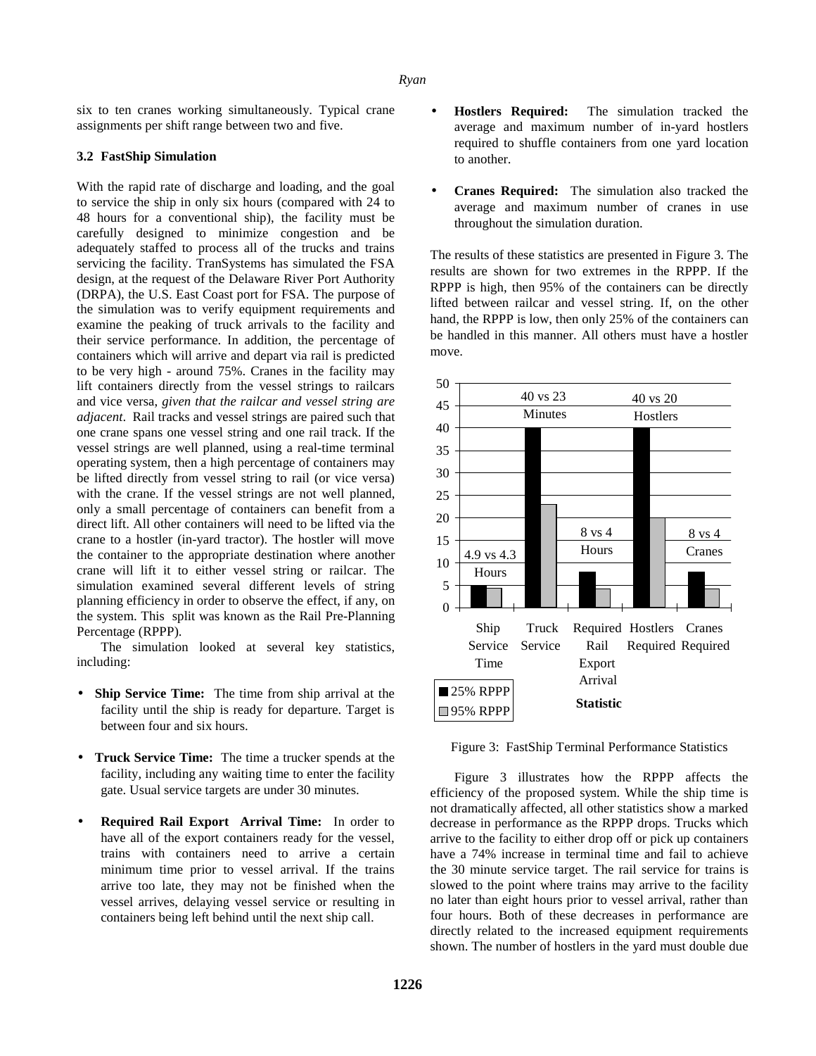six to ten cranes working simultaneously. Typical crane assignments per shift range between two and five.

### 3.2 FastShip Simulation

With the rapid rate of discharge and loading, and the goal to service the ship in only six hours (compared with 24 to 48 hours for a conventional ship), the facility must be carefully designed to minimize congestion and be adequately staffed to process all of the trucks and trains servicing the facility. TranSystems has simulated the FSA design, at the request of the Delaware River Port Authority (DRPA), the U.S. East Coast port for FSA. The purpose of the simulation was to verify equipment requirements and examine the peaking of truck arrivals to the facility and their service performance. In addition, the percentage of containers which will arrive and depart via rail is predicted to be very high - around 75%. Cranes in the facility may lift containers directly from the vessel strings to railcars and vice versa, *given that the railcar and vessel string are adjacent*. Rail tracks and vessel strings are paired such that one crane spans one vessel string and one rail track. If the vessel strings are well planned, using a real-time terminal operating system, then a high percentage of containers may be lifted directly from vessel string to rail (or vice versa) with the crane. If the vessel strings are not well planned, only a small percentage of containers can benefit from a direct lift. All other containers will need to be lifted via the crane to a hostler (in-yard tractor). The hostler will move the container to the appropriate destination where another crane will lift it to either vessel string or railcar. The simulation examined several different levels of string planning efficiency in order to observe the effect, if any, on the system. This split was known as the Rail Pre-Planning Percentage (RPPP).

The simulation looked at several key statistics, including:

- **Ship Service Time:** The time from ship arrival at the facility until the ship is ready for departure. Target is between four and six hours.
- **Truck Service Time:** The time a trucker spends at the facility, including any waiting time to enter the facility gate. Usual service targets are under 30 minutes.
- **Required Rail Export Arrival Time:** In order to have all of the export containers ready for the vessel, trains with containers need to arrive a certain minimum time prior to vessel arrival. If the trains arrive too late, they may not be finished when the vessel arrives, delaying vessel service or resulting in containers being left behind until the next ship call.
- **Hostlers Required:** The simulation tracked the average and maximum number of in-yard hostlers required to shuffle containers from one yard location to another.
- **Cranes Required:** The simulation also tracked the average and maximum number of cranes in use throughout the simulation duration.

The results of these statistics are presented in Figure 3. The results are shown for two extremes in the RPPP. If the RPPP is high, then 95% of the containers can be directly lifted between railcar and vessel string. If, on the other hand, the RPPP is low, then only 25% of the containers can be handled in this manner. All others must have a hostler move.

50
45
40
35
30
25
20
15
10
5
0

4.9 vs 4.3 Hours
40 vs 23 Minutes
8 vs 4 Hours
40 vs 20 Hostlers
8 vs 4 Cranes

Ship Service Time
Truck Service
Required Rail Export Arrival
Hostlers Required
Cranes Required

Statistic

25% RPPP
95% RPPP

Figure 3: FastShip Terminal Performance Statistics

Figure 3 illustrates how the RPPP affects the efficiency of the proposed system. While the ship time is not dramatically affected, all other statistics show a marked decrease in performance as the RPPP drops. Trucks which arrive to the facility to either drop off or pick up containers have a 74% increase in terminal time and fail to achieve the 30 minute service target. The rail service for trains is slowed to the point where trains may arrive to the facility no later than eight hours prior to vessel arrival, rather than four hours. Both of these decreases in performance are directly related to the increased equipment requirements shown. The number of hostlers in the yard must double due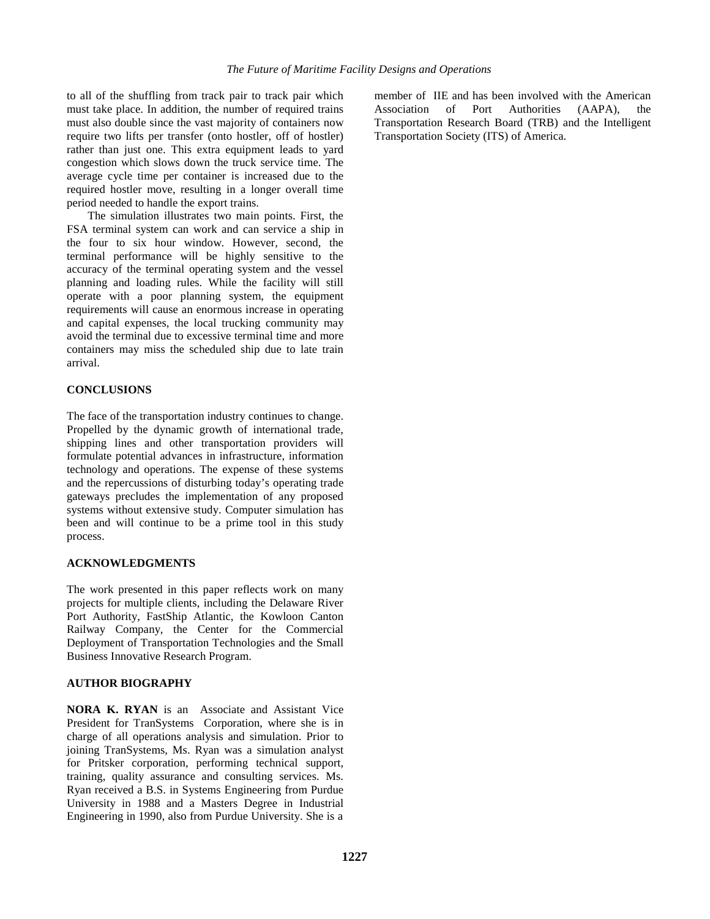to all of the shuffling from track pair to track pair which must take place. In addition, the number of required trains must also double since the vast majority of containers now require two lifts per transfer (onto hostler, off of hostler) rather than just one. This extra equipment leads to yard congestion which slows down the truck service time. The average cycle time per container is increased due to the required hostler move, resulting in a longer overall time period needed to handle the export trains.

The simulation illustrates two main points. First, the FSA terminal system can work and can service a ship in the four to six hour window. However, second, the terminal performance will be highly sensitive to the accuracy of the terminal operating system and the vessel planning and loading rules. While the facility will still operate with a poor planning system, the equipment requirements will cause an enormous increase in operating and capital expenses, the local trucking community may avoid the terminal due to excessive terminal time and more containers may miss the scheduled ship due to late train arrival.

## CONCLUSIONS

The face of the transportation industry continues to change. Propelled by the dynamic growth of international trade, shipping lines and other transportation providers will formulate potential advances in infrastructure, information technology and operations. The expense of these systems and the repercussions of disturbing today's operating trade gateways precludes the implementation of any proposed systems without extensive study. Computer simulation has been and will continue to be a prime tool in this study process.

## ACKNOWLEDGMENTS

The work presented in this paper reflects work on many projects for multiple clients, including the Delaware River Port Authority, FastShip Atlantic, the Kowloon Canton Railway Company, the Center for the Commercial Deployment of Transportation Technologies and the Small Business Innovative Research Program.

## AUTHOR BIOGRAPHY

**NORA K. RYAN** is an Associate and Assistant Vice President for TranSystems Corporation, where she is in charge of all operations analysis and simulation. Prior to joining TranSystems, Ms. Ryan was a simulation analyst for Pritsker corporation, performing technical support, training, quality assurance and consulting services. Ms. Ryan received a B.S. in Systems Engineering from Purdue University in 1988 and a Masters Degree in Industrial Engineering in 1990, also from Purdue University. She is a member of IIE and has been involved with the American Association of Port Authorities (AAPA), the Transportation Research Board (TRB) and the Intelligent Transportation Society (ITS) of America.